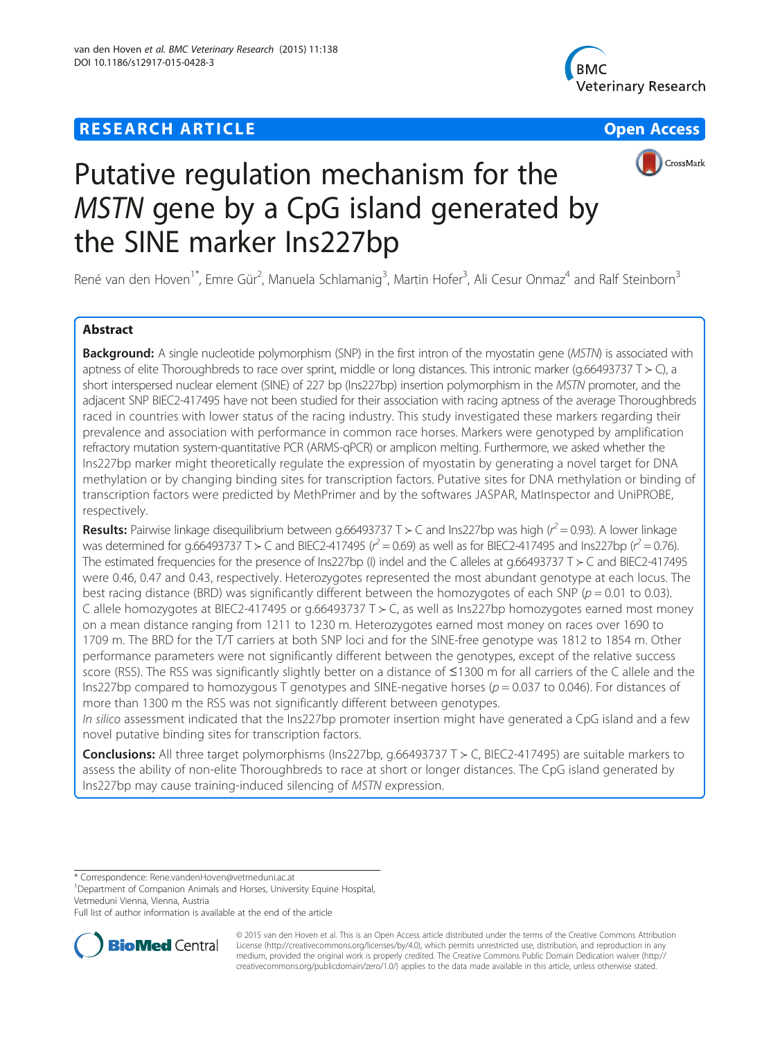**RESEARCH ARTICLE** **Open Access**

# Putative regulation mechanism for the *MSTN* gene by a CpG island generated by the SINE marker Ins227bp

René van den Hoven[1*], Emre Gür[2], Manuela Schlamanig[3], Martin Hofer[3], Ali Cesur Onmaz[4] and Ralf Steinborn[3]

## Abstract

**Background:** A single nucleotide polymorphism (SNP) in the first intron of the myostatin gene (*MSTN*) is associated with aptness of elite Thoroughbreds to race over sprint, middle or long distances. This intronic marker (g.66493737 T > C), a short interspersed nuclear element (SINE) of 227 bp (Ins227bp) insertion polymorphism in the *MSTN* promoter, and the adjacent SNP BIEC2-417495 have not been studied for their association with racing aptness of the average Thoroughbreds raced in countries with lower status of the racing industry. This study investigated these markers regarding their prevalence and association with performance in common race horses. Markers were genotyped by amplification refractory mutation system-quantitative PCR (ARMS-qPCR) or amplicon melting. Furthermore, we asked whether the Ins227bp marker might theoretically regulate the expression of myostatin by generating a novel target for DNA methylation or by changing binding sites for transcription factors. Putative sites for DNA methylation or binding of transcription factors were predicted by MethPrimer and by the softwares JASPAR, MatInspector and UniPROBE, respectively.

**Results:** Pairwise linkage disequilibrium between g.66493737 T > C and Ins227bp was high ($r^2 = 0.93$). A lower linkage was determined for g.66493737 T > C and BIEC2-417495 ($r^2 = 0.69$) as well as for BIEC2-417495 and Ins227bp ($r^2 = 0.76$). The estimated frequencies for the presence of Ins227bp (I) indel and the C alleles at g.66493737 T > C and BIEC2-417495 were 0.46, 0.47 and 0.43, respectively. Heterozygotes represented the most abundant genotype at each locus. The best racing distance (BRD) was significantly different between the homozygotes of each SNP ($p = 0.01$ to 0.03). C allele homozygotes at BIEC2-417495 or g.66493737 T > C, as well as Ins227bp homozygotes earned most money on a mean distance ranging from 1211 to 1230 m. Heterozygotes earned most money on races over 1690 to 1709 m. The BRD for the T/T carriers at both SNP loci and for the SINE-free genotype was 1812 to 1854 m. Other performance parameters were not significantly different between the genotypes, except of the relative success score (RSS). The RSS was significantly slightly better on a distance of ≤1300 m for all carriers of the C allele and the Ins227bp compared to homozygous T genotypes and SINE-negative horses ($p = 0.037$ to 0.046). For distances of more than 1300 m the RSS was not significantly different between genotypes.

*In silico* assessment indicated that the Ins227bp promoter insertion might have generated a CpG island and a few novel putative binding sites for transcription factors.

**Conclusions:** All three target polymorphisms (Ins227bp, g.66493737 T > C, BIEC2-417495) are suitable markers to assess the ability of non-elite Thoroughbreds to race at short or longer distances. The CpG island generated by Ins227bp may cause training-induced silencing of *MSTN* expression.

\* Correspondence: Rene.vandenHoven@vetmeduni.ac.at
[1]Department of Companion Animals and Horses, University Equine Hospital, Vetmeduni Vienna, Vienna, Austria
Full list of author information is available at the end of the article

© 2015 van den Hoven et al. This is an Open Access article distributed under the terms of the Creative Commons Attribution License (http://creativecommons.org/licenses/by/4.0), which permits unrestricted use, distribution, and reproduction in any medium, provided the original work is properly credited. The Creative Commons Public Domain Dedication waiver (http://creativecommons.org/publicdomain/zero/1.0/) applies to the data made available in this article, unless otherwise stated.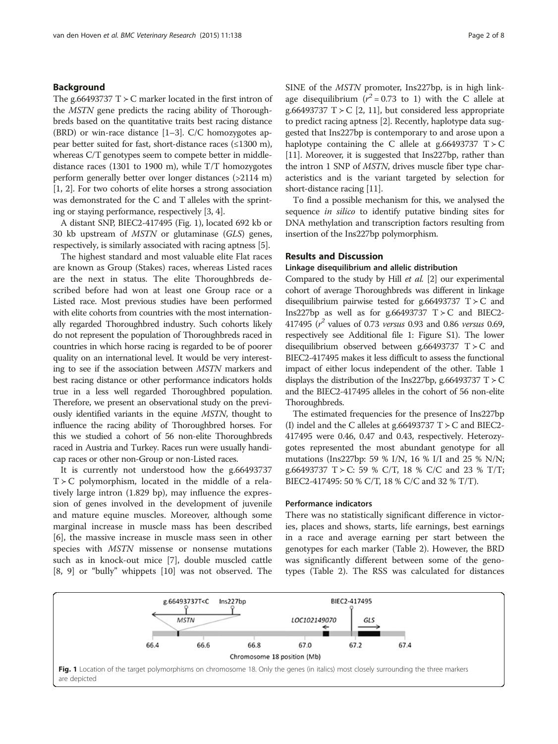## Background

The g.66493737 T > C marker located in the first intron of the *MSTN* gene predicts the racing ability of Thoroughbreds based on the quantitative traits best racing distance (BRD) or win-race distance [1–3]. C/C homozygotes appear better suited for fast, short-distance races (≤1300 m), whereas C/T genotypes seem to compete better in middle-distance races (1301 to 1900 m), while T/T homozygotes perform generally better over longer distances (>2114 m) [1, 2]. For two cohorts of elite horses a strong association was demonstrated for the C and T alleles with the sprinting or staying performance, respectively [3, 4].

A distant SNP, BIEC2-417495 (Fig. 1), located 692 kb or 30 kb upstream of *MSTN* or glutaminase (*GLS*) genes, respectively, is similarly associated with racing aptness [5].

The highest standard and most valuable elite Flat races are known as Group (Stakes) races, whereas Listed races are the next in status. The elite Thoroughbreds described before had won at least one Group race or a Listed race. Most previous studies have been performed with elite cohorts from countries with the most internationally regarded Thoroughbred industry. Such cohorts likely do not represent the population of Thoroughbreds raced in countries in which horse racing is regarded to be of poorer quality on an international level. It would be very interesting to see if the association between *MSTN* markers and best racing distance or other performance indicators holds true in a less well regarded Thoroughbred population. Therefore, we present an observational study on the previously identified variants in the equine *MSTN*, thought to influence the racing ability of Thoroughbred horses. For this we studied a cohort of 56 non-elite Thoroughbreds raced in Austria and Turkey. Races run were usually handicap races or other non-Group or non-Listed races.

It is currently not understood how the g.66493737 T > C polymorphism, located in the middle of a relatively large intron (1.829 bp), may influence the expression of genes involved in the development of juvenile and mature equine muscles. Moreover, although some marginal increase in muscle mass has been described [6], the massive increase in muscle mass seen in other species with *MSTN* missense or nonsense mutations such as in knock-out mice [7], double muscled cattle [8, 9] or "bully" whippets [10] was not observed. The SINE of the *MSTN* promoter, Ins227bp, is in high linkage disequilibrium ($r^2$ = 0.73 to 1) with the C allele at g.66493737 T > C [2, 11], but considered less appropriate to predict racing aptness [2]. Recently, haplotype data suggested that Ins227bp is contemporary to and arose upon a haplotype containing the C allele at g.66493737 T > C [11]. Moreover, it is suggested that Ins227bp, rather than the intron 1 SNP of *MSTN*, drives muscle fiber type characteristics and is the variant targeted by selection for short-distance racing [11].

To find a possible mechanism for this, we analysed the sequence *in silico* to identify putative binding sites for DNA methylation and transcription factors resulting from insertion of the Ins227bp polymorphism.

## Results and Discussion

### Linkage disequilibrium and allelic distribution

Compared to the study by Hill *et al.* [2] our experimental cohort of average Thoroughbreds was different in linkage disequilibrium pairwise tested for g.66493737 T > C and Ins227bp as well as for g.66493737 T > C and BIEC2-417495 ($r^2$ values of 0.73 *versus* 0.93 and 0.86 *versus* 0.69, respectively see Additional file 1: Figure S1). The lower disequilibrium observed between g.66493737 T > C and BIEC2-417495 makes it less difficult to assess the functional impact of either locus independent of the other. Table 1 displays the distribution of the Ins227bp, g.66493737 T > C and the BIEC2-417495 alleles in the cohort of 56 non-elite Thoroughbreds.

The estimated frequencies for the presence of Ins227bp (I) indel and the C alleles at g.66493737 T > C and BIEC2-417495 were 0.46, 0.47 and 0.43, respectively. Heterozygotes represented the most abundant genotype for all mutations (Ins227bp: 59 % I/N, 16 % I/I and 25 % N/N; g.66493737 T > C: 59 % C/T, 18 % C/C and 23 % T/T; BIEC2-417495: 50 % C/T, 18 % C/C and 32 % T/T).

### Performance indicators

There was no statistically significant difference in victories, places and shows, starts, life earnings, best earnings in a race and average earning per start between the genotypes for each marker (Table 2). However, the BRD was significantly different between some of the genotypes (Table 2). The RSS was calculated for distances

**Fig. 1** Location of the target polymorphisms on chromosome 18. Only the genes (in italics) most closely surrounding the three markers are depicted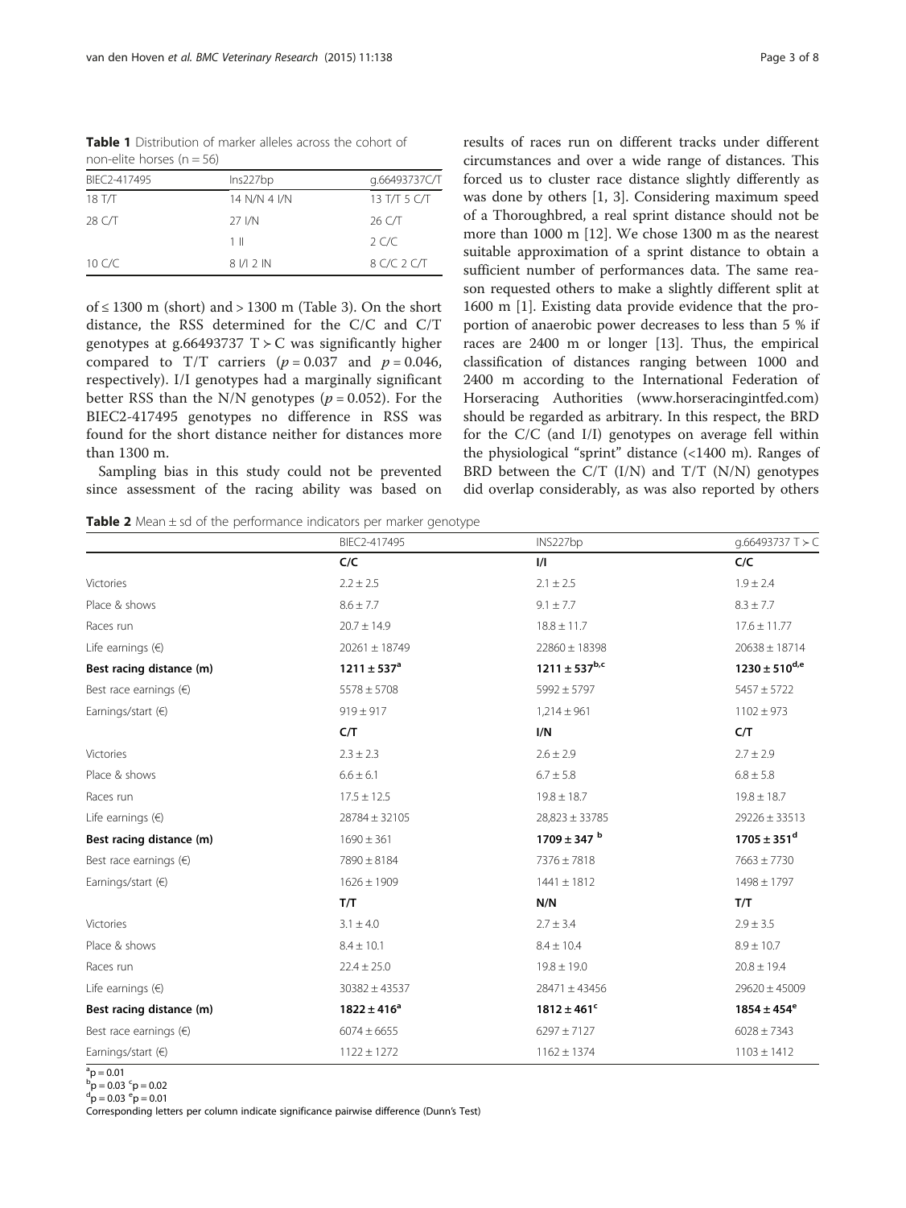**Table 1** Distribution of marker alleles across the cohort of non-elite horses (n = 56)

| BIEC2-417495 | Ins227bp | g.66493737C/T |
|---|---|---|
| 18 T/T | 14 N/N 4 I/N | 13 T/T 5 C/T |
| 28 C/T | 27 I/N | 26 C/T |
| | 1 II | 2 C/C |
| 10 C/C | 8 I/I 2 IN | 8 C/C 2 C/T |

of ≤ 1300 m (short) and > 1300 m (Table 3). On the short distance, the RSS determined for the C/C and C/T genotypes at g.66493737 T ≻ C was significantly higher compared to T/T carriers ($p = 0.037$ and $p = 0.046$, respectively). I/I genotypes had a marginally significant better RSS than the N/N genotypes ($p = 0.052$). For the BIEC2-417495 genotypes no difference in RSS was found for the short distance neither for distances more than 1300 m.

Sampling bias in this study could not be prevented since assessment of the racing ability was based on results of races run on different tracks under different circumstances and over a wide range of distances. This forced us to cluster race distance slightly differently as was done by others [1, 3]. Considering maximum speed of a Thoroughbred, a real sprint distance should not be more than 1000 m [12]. We chose 1300 m as the nearest suitable approximation of a sprint distance to obtain a sufficient number of performances data. The same reason requested others to make a slightly different split at 1600 m [1]. Existing data provide evidence that the proportion of anaerobic power decreases to less than 5 % if races are 2400 m or longer [13]. Thus, the empirical classification of distances ranging between 1000 and 2400 m according to the International Federation of Horseracing Authorities (www.horseracingintfed.com) should be regarded as arbitrary. In this respect, the BRD for the C/C (and I/I) genotypes on average fell within the physiological "sprint" distance (<1400 m). Ranges of BRD between the C/T (I/N) and T/T (N/N) genotypes did overlap considerably, as was also reported by others

**Table 2** Mean ± sd of the performance indicators per marker genotype

| | BIEC2-417495 | INS227bp | g.66493737 T ≻ C |
|---|---|---|---|
| | **C/C** | **I/I** | **C/C** |
| Victories | 2.2 ± 2.5 | 2.1 ± 2.5 | 1.9 ± 2.4 |
| Place & shows | 8.6 ± 7.7 | 9.1 ± 7.7 | 8.3 ± 7.7 |
| Races run | 20.7 ± 14.9 | 18.8 ± 11.7 | 17.6 ± 11.77 |
| Life earnings (€) | 20261 ± 18749 | 22860 ± 18398 | 20638 ± 18714 |
| **Best racing distance (m)** | **1211 ± 537[a]** | **1211 ± 537[b,c]** | **1230 ± 510[d,e]** |
| Best race earnings (€) | 5578 ± 5708 | 5992 ± 5797 | 5457 ± 5722 |
| Earnings/start (€) | 919 ± 917 | 1,214 ± 961 | 1102 ± 973 |
| | **C/T** | **I/N** | **C/T** |
| Victories | 2.3 ± 2.3 | 2.6 ± 2.9 | 2.7 ± 2.9 |
| Place & shows | 6.6 ± 6.1 | 6.7 ± 5.8 | 6.8 ± 5.8 |
| Races run | 17.5 ± 12.5 | 19.8 ± 18.7 | 19.8 ± 18.7 |
| Life earnings (€) | 28784 ± 32105 | 28,823 ± 33785 | 29226 ± 33513 |
| **Best racing distance (m)** | **1690 ± 361** | **1709 ± 347 [b]** | **1705 ± 351[d]** |
| Best race earnings (€) | 7890 ± 8184 | 7376 ± 7818 | 7663 ± 7730 |
| Earnings/start (€) | 1626 ± 1909 | 1441 ± 1812 | 1498 ± 1797 |
| | **T/T** | **N/N** | **T/T** |
| Victories | 3.1 ± 4.0 | 2.7 ± 3.4 | 2.9 ± 3.5 |
| Place & shows | 8.4 ± 10.1 | 8.4 ± 10.4 | 8.9 ± 10.7 |
| Races run | 22.4 ± 25.0 | 19.8 ± 19.0 | 20.8 ± 19.4 |
| Life earnings (€) | 30382 ± 43537 | 28471 ± 43456 | 29620 ± 45009 |
| **Best racing distance (m)** | **1822 ± 416[a]** | **1812 ± 461[c]** | **1854 ± 454[e]** |
| Best race earnings (€) | 6074 ± 6655 | 6297 ± 7127 | 6028 ± 7343 |
| Earnings/start (€) | 1122 ± 1272 | 1162 ± 1374 | 1103 ± 1412 |

[a]p = 0.01
[b]p = 0.03 [c]p = 0.02
[d]p = 0.03 [e]p = 0.01
Corresponding letters per column indicate significance pairwise difference (Dunn's Test)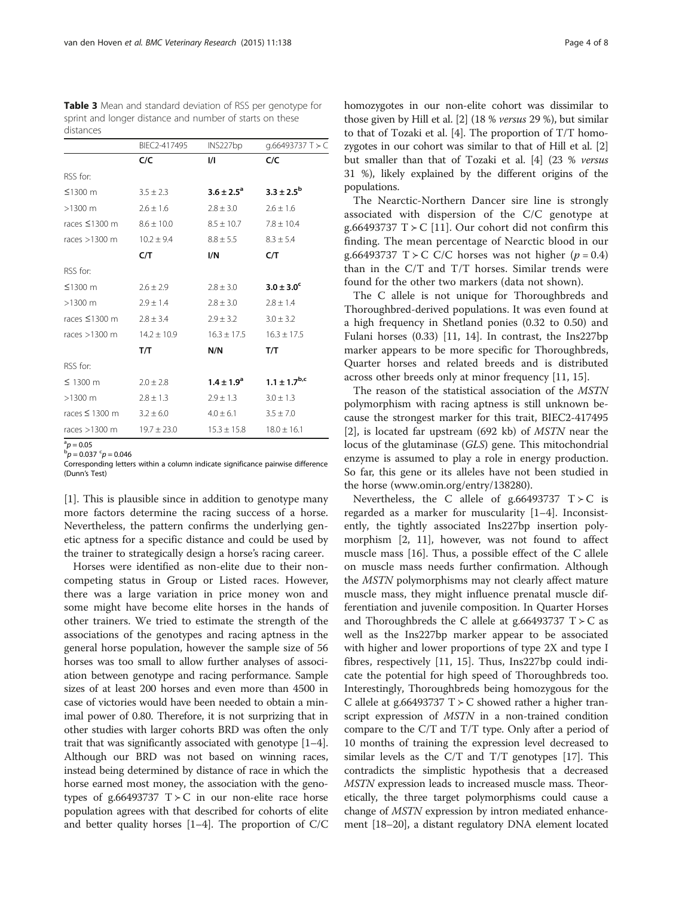**Table 3** Mean and standard deviation of RSS per genotype for sprint and longer distance and number of starts on these distances

| | BIEC2-417495 | INS227bp | g.66493737 T > C |
|---|---|---|---|
| | **C/C** | **I/I** | **C/C** |
| RSS for: | | | |
| ≤1300 m | 3.5 ± 2.3 | **3.6 ± 2.5[a]** | **3.3 ± 2.5[b]** |
| >1300 m | 2.6 ± 1.6 | 2.8 ± 3.0 | 2.6 ± 1.6 |
| races ≤1300 m | 8.6 ± 10.0 | 8.5 ± 10.7 | 7.8 ± 10.4 |
| races >1300 m | 10.2 ± 9.4 | 8.8 ± 5.5 | 8.3 ± 5.4 |
| | **C/T** | **I/N** | **C/T** |
| RSS for: | | | |
| ≤1300 m | 2.6 ± 2.9 | 2.8 ± 3.0 | **3.0 ± 3.0[c]** |
| >1300 m | 2.9 ± 1.4 | 2.8 ± 3.0 | 2.8 ± 1.4 |
| races ≤1300 m | 2.8 ± 3.4 | 2.9 ± 3.2 | 3.0 ± 3.2 |
| races >1300 m | 14.2 ± 10.9 | 16.3 ± 17.5 | 16.3 ± 17.5 |
| | **T/T** | **N/N** | **T/T** |
| RSS for: | | | |
| ≤ 1300 m | 2.0 ± 2.8 | **1.4 ± 1.9[a]** | **1.1 ± 1.7[b,c]** |
| >1300 m | 2.8 ± 1.3 | 2.9 ± 1.3 | 3.0 ± 1.3 |
| races ≤ 1300 m | 3.2 ± 6.0 | 4.0 ± 6.1 | 3.5 ± 7.0 |
| races >1300 m | 19.7 ± 23.0 | 15.3 ± 15.8 | 18.0 ± 16.1 |

[a] $p = 0.05$
[b] $p = 0.037$ [c] $p = 0.046$
Corresponding letters within a column indicate significance pairwise difference (Dunn's Test)

[1]. This is plausible since in addition to genotype many more factors determine the racing success of a horse. Nevertheless, the pattern confirms the underlying genetic aptness for a specific distance and could be used by the trainer to strategically design a horse's racing career.

Horses were identified as non-elite due to their non-competing status in Group or Listed races. However, there was a large variation in price money won and some might have become elite horses in the hands of other trainers. We tried to estimate the strength of the associations of the genotypes and racing aptness in the general horse population, however the sample size of 56 horses was too small to allow further analyses of association between genotype and racing performance. Sample sizes of at least 200 horses and even more than 4500 in case of victories would have been needed to obtain a minimal power of 0.80. Therefore, it is not surprizing that in other studies with larger cohorts BRD was often the only trait that was significantly associated with genotype [1–4]. Although our BRD was not based on winning races, instead being determined by distance of race in which the horse earned most money, the association with the genotypes of g.66493737 T > C in our non-elite race horse population agrees with that described for cohorts of elite and better quality horses [1–4]. The proportion of C/C homozygotes in our non-elite cohort was dissimilar to those given by Hill et al. [2] (18 % *versus* 29 %), but similar to that of Tozaki et al. [4]. The proportion of T/T homozygotes in our cohort was similar to that of Hill et al. [2] but smaller than that of Tozaki et al. [4] (23 % *versus* 31 %), likely explained by the different origins of the populations.

The Nearctic-Northern Dancer sire line is strongly associated with dispersion of the C/C genotype at g.66493737 T > C [11]. Our cohort did not confirm this finding. The mean percentage of Nearctic blood in our g.66493737 T > C C/C horses was not higher ($p = 0.4$) than in the C/T and T/T horses. Similar trends were found for the other two markers (data not shown).

The C allele is not unique for Thoroughbreds and Thoroughbred-derived populations. It was even found at a high frequency in Shetland ponies (0.32 to 0.50) and Fulani horses (0.33) [11, 14]. In contrast, the Ins227bp marker appears to be more specific for Thoroughbreds, Quarter horses and related breeds and is distributed across other breeds only at minor frequency [11, 15].

The reason of the statistical association of the *MSTN* polymorphism with racing aptness is still unknown because the strongest marker for this trait, BIEC2-417495 [2], is located far upstream (692 kb) of *MSTN* near the locus of the glutaminase (*GLS*) gene. This mitochondrial enzyme is assumed to play a role in energy production. So far, this gene or its alleles have not been studied in the horse (www.omin.org/entry/138280).

Nevertheless, the C allele of g.66493737 T > C is regarded as a marker for muscularity [1–4]. Inconsistently, the tightly associated Ins227bp insertion polymorphism [2, 11], however, was not found to affect muscle mass [16]. Thus, a possible effect of the C allele on muscle mass needs further confirmation. Although the *MSTN* polymorphisms may not clearly affect mature muscle mass, they might influence prenatal muscle differentiation and juvenile composition. In Quarter Horses and Thoroughbreds the C allele at g.66493737 T > C as well as the Ins227bp marker appear to be associated with higher and lower proportions of type 2X and type I fibres, respectively [11, 15]. Thus, Ins227bp could indicate the potential for high speed of Thoroughbreds too. Interestingly, Thoroughbreds being homozygous for the C allele at g.66493737 T > C showed rather a higher transcript expression of *MSTN* in a non-trained condition compare to the C/T and T/T type. Only after a period of 10 months of training the expression level decreased to similar levels as the C/T and T/T genotypes [17]. This contradicts the simplistic hypothesis that a decreased *MSTN* expression leads to increased muscle mass. Theoretically, the three target polymorphisms could cause a change of *MSTN* expression by intron mediated enhancement [18–20], a distant regulatory DNA element located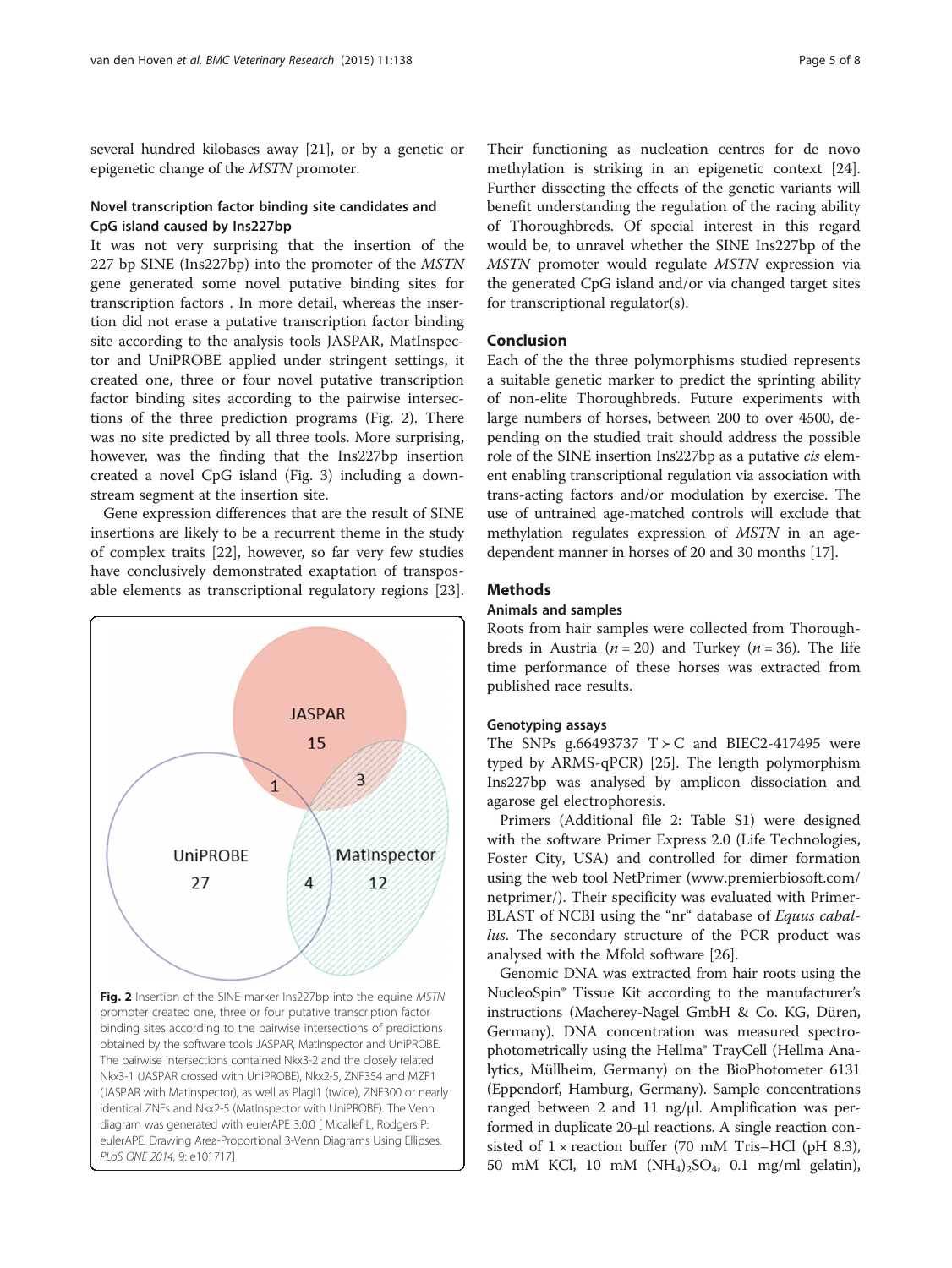several hundred kilobases away [21], or by a genetic or epigenetic change of the *MSTN* promoter.

### Novel transcription factor binding site candidates and CpG island caused by Ins227bp

It was not very surprising that the insertion of the 227 bp SINE (Ins227bp) into the promoter of the *MSTN* gene generated some novel putative binding sites for transcription factors . In more detail, whereas the insertion did not erase a putative transcription factor binding site according to the analysis tools JASPAR, MatInspector and UniPROBE applied under stringent settings, it created one, three or four novel putative transcription factor binding sites according to the pairwise intersections of the three prediction programs (Fig. 2). There was no site predicted by all three tools. More surprising, however, was the finding that the Ins227bp insertion created a novel CpG island (Fig. 3) including a downstream segment at the insertion site.

Gene expression differences that are the result of SINE insertions are likely to be a recurrent theme in the study of complex traits [22], however, so far very few studies have conclusively demonstrated exaptation of transposable elements as transcriptional regulatory regions [23].

**Fig. 2** Insertion of the SINE marker Ins227bp into the equine *MSTN* promoter created one, three or four putative transcription factor binding sites according to the pairwise intersections of predictions obtained by the software tools JASPAR, MatInspector and UniPROBE. The pairwise intersections contained Nkx3-2 and the closely related Nkx3-1 (JASPAR crossed with UniPROBE), Nkx2-5, ZNF354 and MZF1 (JASPAR with MatInspector), as well as Plagl1 (twice), ZNF300 or nearly identical ZNFs and Nkx2-5 (MatInspector with UniPROBE). The Venn diagram was generated with eulerAPE 3.0.0 [ Micallef L, Rodgers P: eulerAPE: Drawing Area-Proportional 3-Venn Diagrams Using Ellipses. *PLoS ONE 2014*, 9: e101717]

Their functioning as nucleation centres for de novo methylation is striking in an epigenetic context [24]. Further dissecting the effects of the genetic variants will benefit understanding the regulation of the racing ability of Thoroughbreds. Of special interest in this regard would be, to unravel whether the SINE Ins227bp of the *MSTN* promoter would regulate *MSTN* expression via the generated CpG island and/or via changed target sites for transcriptional regulator(s).

## Conclusion

Each of the the three polymorphisms studied represents a suitable genetic marker to predict the sprinting ability of non-elite Thoroughbreds. Future experiments with large numbers of horses, between 200 to over 4500, depending on the studied trait should address the possible role of the SINE insertion Ins227bp as a putative *cis* element enabling transcriptional regulation via association with trans-acting factors and/or modulation by exercise. The use of untrained age-matched controls will exclude that methylation regulates expression of *MSTN* in an age-dependent manner in horses of 20 and 30 months [17].

## Methods

### Animals and samples

Roots from hair samples were collected from Thoroughbreds in Austria ($n = 20$) and Turkey ($n = 36$). The life time performance of these horses was extracted from published race results.

### Genotyping assays

The SNPs g.66493737 T > C and BIEC2-417495 were typed by ARMS-qPCR) [25]. The length polymorphism Ins227bp was analysed by amplicon dissociation and agarose gel electrophoresis.

Primers (Additional file 2: Table S1) were designed with the software Primer Express 2.0 (Life Technologies, Foster City, USA) and controlled for dimer formation using the web tool NetPrimer (www.premierbiosoft.com/netprimer/). Their specificity was evaluated with Primer-BLAST of NCBI using the "nr" database of *Equus caballus*. The secondary structure of the PCR product was analysed with the Mfold software [26].

Genomic DNA was extracted from hair roots using the NucleoSpin® Tissue Kit according to the manufacturer's instructions (Macherey-Nagel GmbH & Co. KG, Düren, Germany). DNA concentration was measured spectrophotometrically using the Hellma® TrayCell (Hellma Analytics, Müllheim, Germany) on the BioPhotometer 6131 (Eppendorf, Hamburg, Germany). Sample concentrations ranged between 2 and 11 ng/µl. Amplification was performed in duplicate 20-µl reactions. A single reaction consisted of 1 × reaction buffer (70 mM Tris–HCl (pH 8.3), 50 mM KCl, 10 mM $(NH_4)_2SO_4$, 0.1 mg/ml gelatin),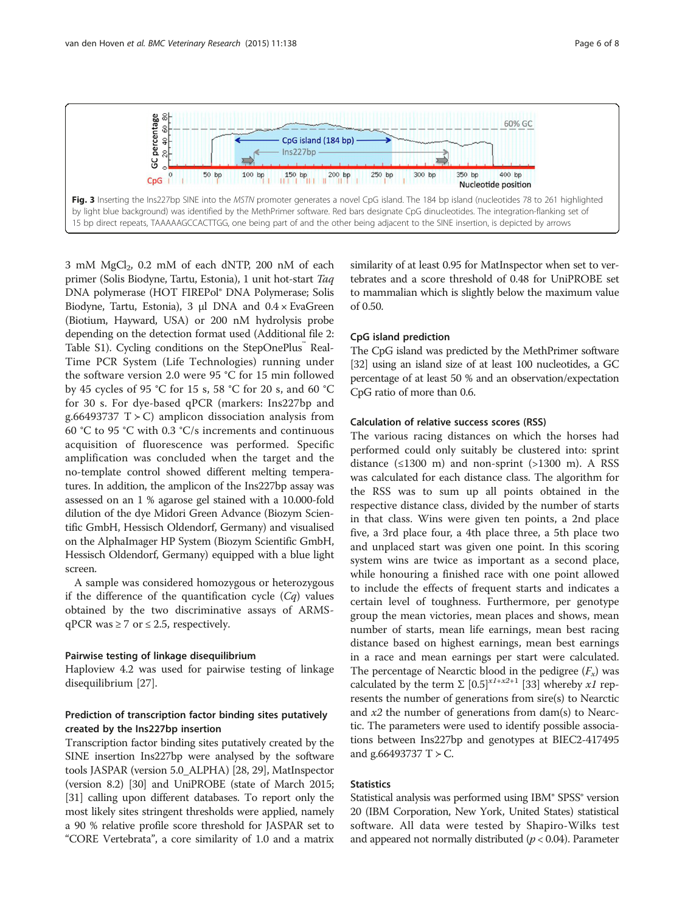Fig. 3 Inserting the Ins227bp SINE into the *MSTN* promoter generates a novel CpG island. The 184 bp island (nucleotides 78 to 261 highlighted by light blue background) was identified by the MethPrimer software. Red bars designate CpG dinucleotides. The integration-flanking set of 15 bp direct repeats, TAAAAAGCCACTTGG, one being part of and the other being adjacent to the SINE insertion, is depicted by arrows

3 mM $MgCl_2$, 0.2 mM of each dNTP, 200 nM of each primer (Solis Biodyne, Tartu, Estonia), 1 unit hot-start *Taq* DNA polymerase (HOT FIREPol® DNA Polymerase; Solis Biodyne, Tartu, Estonia), 3 μl DNA and 0.4 × EvaGreen (Biotium, Hayward, USA) or 200 nM hydrolysis probe depending on the detection format used (Additional file 2: Table S1). Cycling conditions on the StepOnePlus™ Real-Time PCR System (Life Technologies) running under the software version 2.0 were 95 °C for 15 min followed by 45 cycles of 95 °C for 15 s, 58 °C for 20 s, and 60 °C for 30 s. For dye-based qPCR (markers: Ins227bp and g.66493737 T > C) amplicon dissociation analysis from 60 °C to 95 °C with 0.3 °C/s increments and continuous acquisition of fluorescence was performed. Specific amplification was concluded when the target and the no-template control showed different melting temperatures. In addition, the amplicon of the Ins227bp assay was assessed on an 1 % agarose gel stained with a 10.000-fold dilution of the dye Midori Green Advance (Biozym Scientific GmbH, Hessisch Oldendorf, Germany) and visualised on the AlphaImager HP System (Biozym Scientific GmbH, Hessisch Oldendorf, Germany) equipped with a blue light screen.

A sample was considered homozygous or heterozygous if the difference of the quantification cycle (*Cq*) values obtained by the two discriminative assays of ARMS-qPCR was ≥ 7 or ≤ 2.5, respectively.

### Pairwise testing of linkage disequilibrium

Haploview 4.2 was used for pairwise testing of linkage disequilibrium [27].

### Prediction of transcription factor binding sites putatively created by the Ins227bp insertion

Transcription factor binding sites putatively created by the SINE insertion Ins227bp were analysed by the software tools JASPAR (version 5.0_ALPHA) [28, 29], MatInspector (version 8.2) [30] and UniPROBE (state of March 2015; [31] calling upon different databases. To report only the most likely sites stringent thresholds were applied, namely a 90 % relative profile score threshold for JASPAR set to "CORE Vertebrata", a core similarity of 1.0 and a matrix similarity of at least 0.95 for MatInspector when set to vertebrates and a score threshold of 0.48 for UniPROBE set to mammalian which is slightly below the maximum value of 0.50.

### CpG island prediction

The CpG island was predicted by the MethPrimer software [32] using an island size of at least 100 nucleotides, a GC percentage of at least 50 % and an observation/expectation CpG ratio of more than 0.6.

### Calculation of relative success scores (RSS)

The various racing distances on which the horses had performed could only suitably be clustered into: sprint distance (≤1300 m) and non-sprint (>1300 m). A RSS was calculated for each distance class. The algorithm for the RSS was to sum up all points obtained in the respective distance class, divided by the number of starts in that class. Wins were given ten points, a 2nd place five, a 3rd place four, a 4th place three, a 5th place two and unplaced start was given one point. In this scoring system wins are twice as important as a second place, while honouring a finished race with one point allowed to include the effects of frequent starts and indicates a certain level of toughness. Furthermore, per genotype group the mean victories, mean places and shows, mean number of starts, mean life earnings, mean best racing distance based on highest earnings, mean best earnings in a race and mean earnings per start were calculated. The percentage of Nearctic blood in the pedigree ($F_x$) was calculated by the term $\Sigma\ [0.5]^{x1+x2+1}$ [33] whereby $x1$ represents the number of generations from sire(s) to Nearctic and $x2$ the number of generations from dam(s) to Nearctic. The parameters were used to identify possible associations between Ins227bp and genotypes at BIEC2-417495 and g.66493737 T > C.

### Statistics

Statistical analysis was performed using IBM® SPSS® version 20 (IBM Corporation, New York, United States) statistical software. All data were tested by Shapiro-Wilks test and appeared not normally distributed ($p < 0.04$). Parameter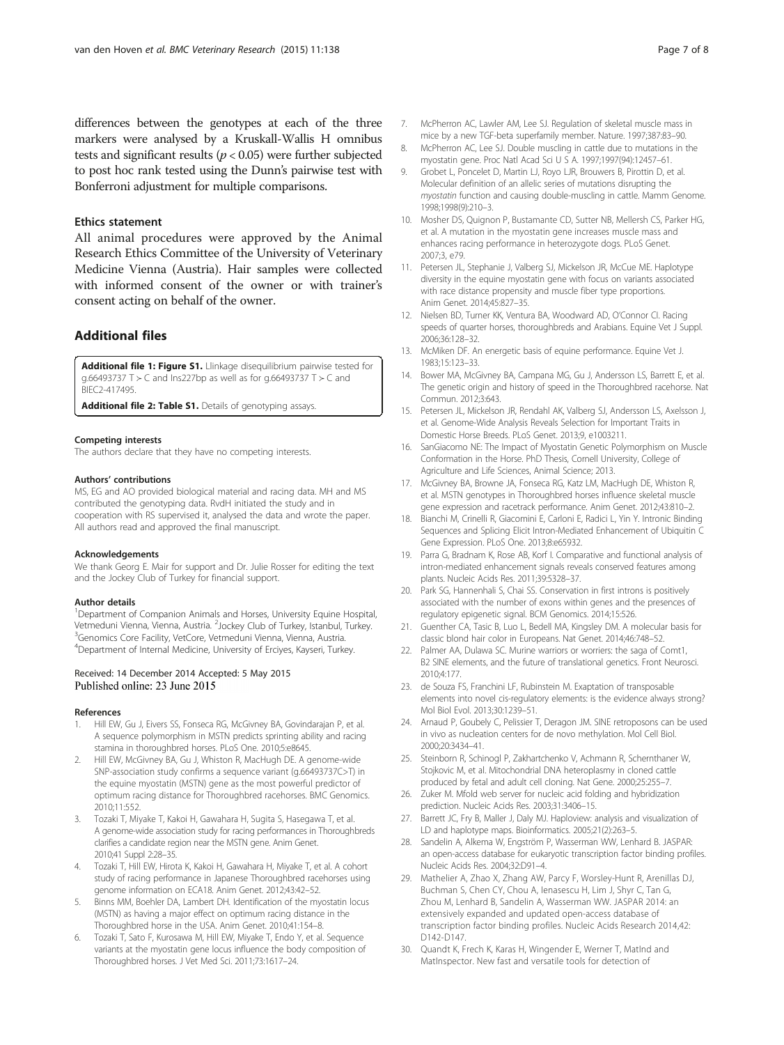differences between the genotypes at each of the three markers were analysed by a Kruskall-Wallis H omnibus tests and significant results ($p < 0.05$) were further subjected to post hoc rank tested using the Dunn's pairwise test with Bonferroni adjustment for multiple comparisons.

### Ethics statement

All animal procedures were approved by the Animal Research Ethics Committee of the University of Veterinary Medicine Vienna (Austria). Hair samples were collected with informed consent of the owner or with trainer's consent acting on behalf of the owner.

## Additional files

**Additional file 1: Figure S1.** Llinkage disequilibrium pairwise tested for g.66493737 T > C and Ins227bp as well as for g.66493737 T > C and BIEC2-417495.

**Additional file 2: Table S1.** Details of genotyping assays.

#### Competing interests

The authors declare that they have no competing interests.

#### Authors' contributions

MS, EG and AO provided biological material and racing data. MH and MS contributed the genotyping data. RvdH initiated the study and in cooperation with RS supervised it, analysed the data and wrote the paper. All authors read and approved the final manuscript.

#### Acknowledgements

We thank Georg E. Mair for support and Dr. Julie Rosser for editing the text and the Jockey Club of Turkey for financial support.

#### Author details

[1]Department of Companion Animals and Horses, University Equine Hospital, Vetmeduni Vienna, Vienna, Austria. [2]Jockey Club of Turkey, Istanbul, Turkey. [3]Genomics Core Facility, VetCore, Vetmeduni Vienna, Vienna, Austria. [4]Department of Internal Medicine, University of Erciyes, Kayseri, Turkey.

Received: 14 December 2014 Accepted: 5 May 2015
Published online: 23 June 2015

#### References

1. Hill EW, Gu J, Eivers SS, Fonseca RG, McGivney BA, Govindarajan P, et al. A sequence polymorphism in MSTN predicts sprinting ability and racing stamina in thoroughbred horses. PLoS One. 2010;5:e8645.
2. Hill EW, McGivney BA, Gu J, Whiston R, MacHugh DE. A genome-wide SNP-association study confirms a sequence variant (g.66493737C>T) in the equine myostatin (MSTN) gene as the most powerful predictor of optimum racing distance for Thoroughbred racehorses. BMC Genomics. 2010;11:552.
3. Tozaki T, Miyake T, Kakoi H, Gawahara H, Sugita S, Hasegawa T, et al. A genome-wide association study for racing performances in Thoroughbreds clarifies a candidate region near the MSTN gene. Anim Genet. 2010;41 Suppl 2:28–35.
4. Tozaki T, Hill EW, Hirota K, Kakoi H, Gawahara H, Miyake T, et al. A cohort study of racing performance in Japanese Thoroughbred racehorses using genome information on ECA18. Anim Genet. 2012;43:42–52.
5. Binns MM, Boehler DA, Lambert DH. Identification of the myostatin locus (MSTN) as having a major effect on optimum racing distance in the Thoroughbred horse in the USA. Anim Genet. 2010;41:154–8.
6. Tozaki T, Sato F, Kurosawa M, Hill EW, Miyake T, Endo Y, et al. Sequence variants at the myostatin gene locus influence the body composition of Thoroughbred horses. J Vet Med Sci. 2011;73:1617–24.
7. McPherron AC, Lawler AM, Lee SJ. Regulation of skeletal muscle mass in mice by a new TGF-beta superfamily member. Nature. 1997;387:83–90.
8. McPherron AC, Lee SJ. Double muscling in cattle due to mutations in the myostatin gene. Proc Natl Acad Sci U S A. 1997;1997(94):12457–61.
9. Grobet L, Poncelet D, Martin LJ, Royo LJR, Brouwers B, Pirottin D, et al. Molecular definition of an allelic series of mutations disrupting the *myostatin* function and causing double-muscling in cattle. Mamm Genome. 1998;1998(9):210–3.
10. Mosher DS, Quignon P, Bustamante CD, Sutter NB, Mellersh CS, Parker HG, et al. A mutation in the myostatin gene increases muscle mass and enhances racing performance in heterozygote dogs. PLoS Genet. 2007;3, e79.
11. Petersen JL, Stephanie J, Valberg SJ, Mickelson JR, McCue ME. Haplotype diversity in the equine myostatin gene with focus on variants associated with race distance propensity and muscle fiber type proportions. Anim Genet. 2014;45:827–35.
12. Nielsen BD, Turner KK, Ventura BA, Woodward AD, O'Connor CI. Racing speeds of quarter horses, thoroughbreds and Arabians. Equine Vet J Suppl. 2006;36:128–32.
13. McMiken DF. An energetic basis of equine performance. Equine Vet J. 1983;15:123–33.
14. Bower MA, McGivney BA, Campana MG, Gu J, Andersson LS, Barrett E, et al. The genetic origin and history of speed in the Thoroughbred racehorse. Nat Commun. 2012;3:643.
15. Petersen JL, Mickelson JR, Rendahl AK, Valberg SJ, Andersson LS, Axelsson J, et al. Genome-Wide Analysis Reveals Selection for Important Traits in Domestic Horse Breeds. PLoS Genet. 2013;9, e1003211.
16. SanGiacomo NE: The Impact of Myostatin Genetic Polymorphism on Muscle Conformation in the Horse. PhD Thesis, Cornell University, College of Agriculture and Life Sciences, Animal Science; 2013.
17. McGivney BA, Browne JA, Fonseca RG, Katz LM, MacHugh DE, Whiston R, et al. MSTN genotypes in Thoroughbred horses influence skeletal muscle gene expression and racetrack performance. Anim Genet. 2012;43:810–2.
18. Bianchi M, Crinelli R, Giacomini E, Carloni E, Radici L, Yin Y. Intronic Binding Sequences and Splicing Elicit Intron-Mediated Enhancement of Ubiquitin C Gene Expression. PLoS One. 2013;8:e65932.
19. Parra G, Bradnam K, Rose AB, Korf I. Comparative and functional analysis of intron-mediated enhancement signals reveals conserved features among plants. Nucleic Acids Res. 2011;39:5328–37.
20. Park SG, Hannenhali S, Chai SS. Conservation in first introns is positively associated with the number of exons within genes and the presences of regulatory epigenetic signal. BCM Genomics. 2014;15:526.
21. Guenther CA, Tasic B, Luo L, Bedell MA, Kingsley DM. A molecular basis for classic blond hair color in Europeans. Nat Genet. 2014;46:748–52.
22. Palmer AA, Dulawa SC. Murine warriors or worriers: the saga of Comt1, B2 SINE elements, and the future of translational genetics. Front Neurosci. 2010;4:177.
23. de Souza FS, Franchini LF, Rubinstein M. Exaptation of transposable elements into novel cis-regulatory elements: is the evidence always strong? Mol Biol Evol. 2013;30:1239–51.
24. Arnaud P, Goubely C, Pelissier T, Deragon JM. SINE retroposons can be used in vivo as nucleation centers for de novo methylation. Mol Cell Biol. 2000;20:3434–41.
25. Steinborn R, Schinogl P, Zakhartchenko V, Achmann R, Schernthaner W, Stojkovic M, et al. Mitochondrial DNA heteroplasmy in cloned cattle produced by fetal and adult cell cloning. Nat Gene. 2000;25:255–7.
26. Zuker M. Mfold web server for nucleic acid folding and hybridization prediction. Nucleic Acids Res. 2003;31:3406–15.
27. Barrett JC, Fry B, Maller J, Daly MJ. Haploview: analysis and visualization of LD and haplotype maps. Bioinformatics. 2005;21(2):263–5.
28. Sandelin A, Alkema W, Engström P, Wasserman WW, Lenhard B. JASPAR: an open-access database for eukaryotic transcription factor binding profiles. Nucleic Acids Res. 2004;32:D91–4.
29. Mathelier A, Zhao X, Zhang AW, Parcy F, Worsley-Hunt R, Arenillas DJ, Buchman S, Chen CY, Chou A, Ienasescu H, Lim J, Shyr C, Tan G, Zhou M, Lenhard B, Sandelin A, Wasserman WW. JASPAR 2014: an extensively expanded and updated open-access database of transcription factor binding profiles. Nucleic Acids Research 2014,42: D142-D147.
30. Quandt K, Frech K, Karas H, Wingender E, Werner T, MatInd and MatInspector. New fast and versatile tools for detection of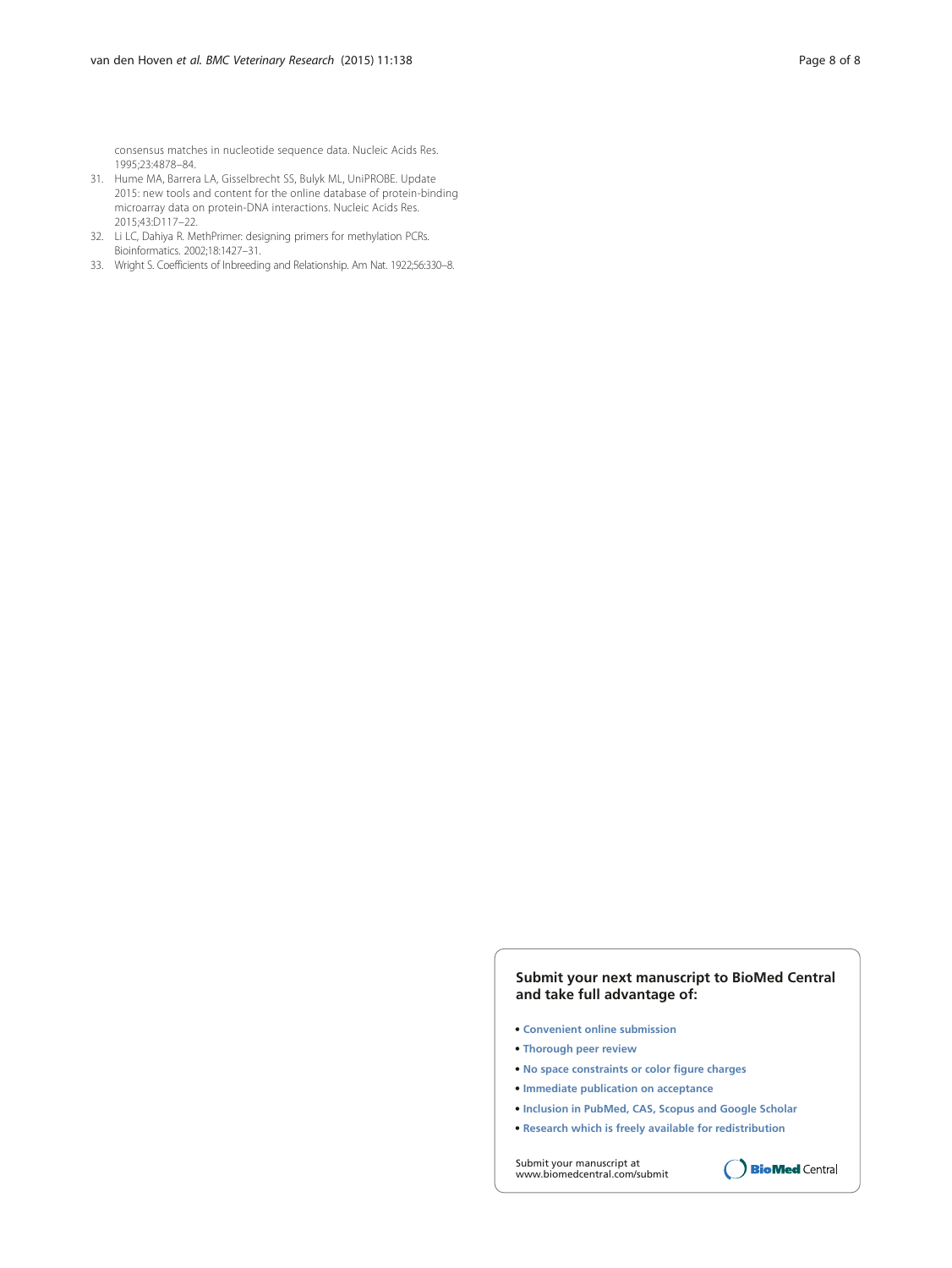consensus matches in nucleotide sequence data. Nucleic Acids Res. 1995;23:4878–84.

31. Hume MA, Barrera LA, Gisselbrecht SS, Bulyk ML, UniPROBE. Update 2015: new tools and content for the online database of protein-binding microarray data on protein-DNA interactions. Nucleic Acids Res. 2015;43:D117–22.
32. Li LC, Dahiya R. MethPrimer: designing primers for methylation PCRs. Bioinformatics. 2002;18:1427–31.
33. Wright S. Coefficients of Inbreeding and Relationship. Am Nat. 1922;56:330–8.

**Submit your next manuscript to BioMed Central and take full advantage of:**

- **Convenient online submission**
- **Thorough peer review**
- **No space constraints or color figure charges**
- **Immediate publication on acceptance**
- **Inclusion in PubMed, CAS, Scopus and Google Scholar**
- **Research which is freely available for redistribution**

Submit your manuscript at
www.biomedcentral.com/submit

BioMed Central